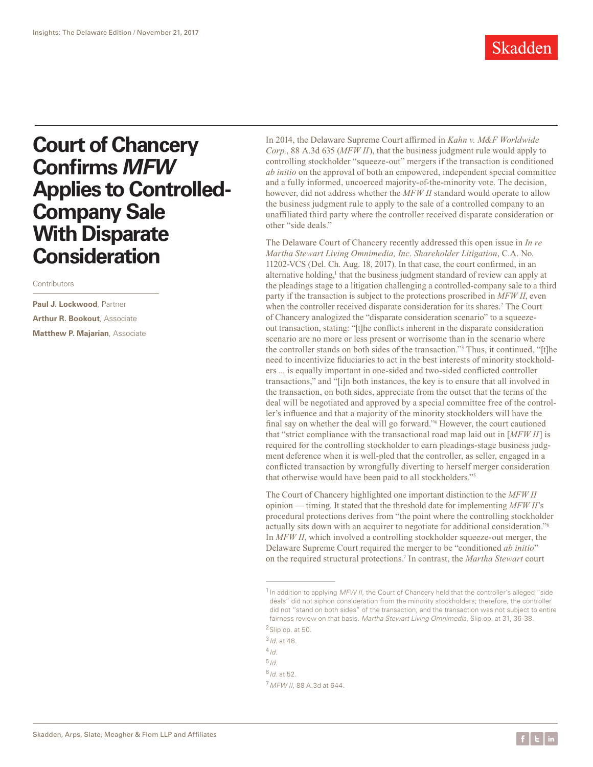# Court of Chancery Confirms *MFW* Applies to Controlled-Company Sale With Disparate Consideration

Contributors

**Paul J. Lockwood**, Partner

**Arthur R. Bookout**, Associate

**Matthew P. Majarian**, Associate

In 2014, the Delaware Supreme Court affirmed in *Kahn v. M&F Worldwide Corp.*, 88 A.3d 635 (*MFW II*), that the business judgment rule would apply to controlling stockholder "squeeze-out" mergers if the transaction is conditioned *ab initio* on the approval of both an empowered, independent special committee and a fully informed, uncoerced majority-of-the-minority vote. The decision, however, did not address whether the *MFW II* standard would operate to allow the business judgment rule to apply to the sale of a controlled company to an unaffiliated third party where the controller received disparate consideration or other "side deals."

The Delaware Court of Chancery recently addressed this open issue in *In re Martha Stewart Living Omnimedia, Inc. Shareholder Litigation*, C.A. No. 11202-VCS (Del. Ch. Aug. 18, 2017). In that case, the court confirmed, in an alternative holding,[1] that the business judgment standard of review can apply at the pleadings stage to a litigation challenging a controlled-company sale to a third party if the transaction is subject to the protections proscribed in *MFW II*, even when the controller received disparate consideration for its shares.[2] The Court of Chancery analogized the "disparate consideration scenario" to a squeeze-out transaction, stating: "[t]he conflicts inherent in the disparate consideration scenario are no more or less present or worrisome than in the scenario where the controller stands on both sides of the transaction."[3] Thus, it continued, "[t]he need to incentivize fiduciaries to act in the best interests of minority stockholders ... is equally important in one-sided and two-sided conflicted controller transactions," and "[i]n both instances, the key is to ensure that all involved in the transaction, on both sides, appreciate from the outset that the terms of the deal will be negotiated and approved by a special committee free of the controller's influence and that a majority of the minority stockholders will have the final say on whether the deal will go forward."[4] However, the court cautioned that "strict compliance with the transactional road map laid out in [*MFW II*] is required for the controlling stockholder to earn pleadings-stage business judgment deference when it is well-pled that the controller, as seller, engaged in a conflicted transaction by wrongfully diverting to herself merger consideration that otherwise would have been paid to all stockholders."[5]

The Court of Chancery highlighted one important distinction to the *MFW II* opinion — timing. It stated that the threshold date for implementing *MFW II*'s procedural protections derives from "the point where the controlling stockholder actually sits down with an acquirer to negotiate for additional consideration."[6] In *MFW II*, which involved a controlling stockholder squeeze-out merger, the Delaware Supreme Court required the merger to be "conditioned *ab initio*" on the required structural protections.[7] In contrast, the *Martha Stewart* court

---

[1] In addition to applying *MFW II*, the Court of Chancery held that the controller's alleged "side deals" did not siphon consideration from the minority stockholders; therefore, the controller did not "stand on both sides" of the transaction, and the transaction was not subject to entire fairness review on that basis. *Martha Stewart Living Omnimedia*, Slip op. at 31, 36-38.

[2] Slip op. at 50.

[3] *Id.* at 48.

[4] *Id.*

[5] *Id.*

[6] *Id.* at 52.

[7] *MFW II*, 88 A.3d at 644.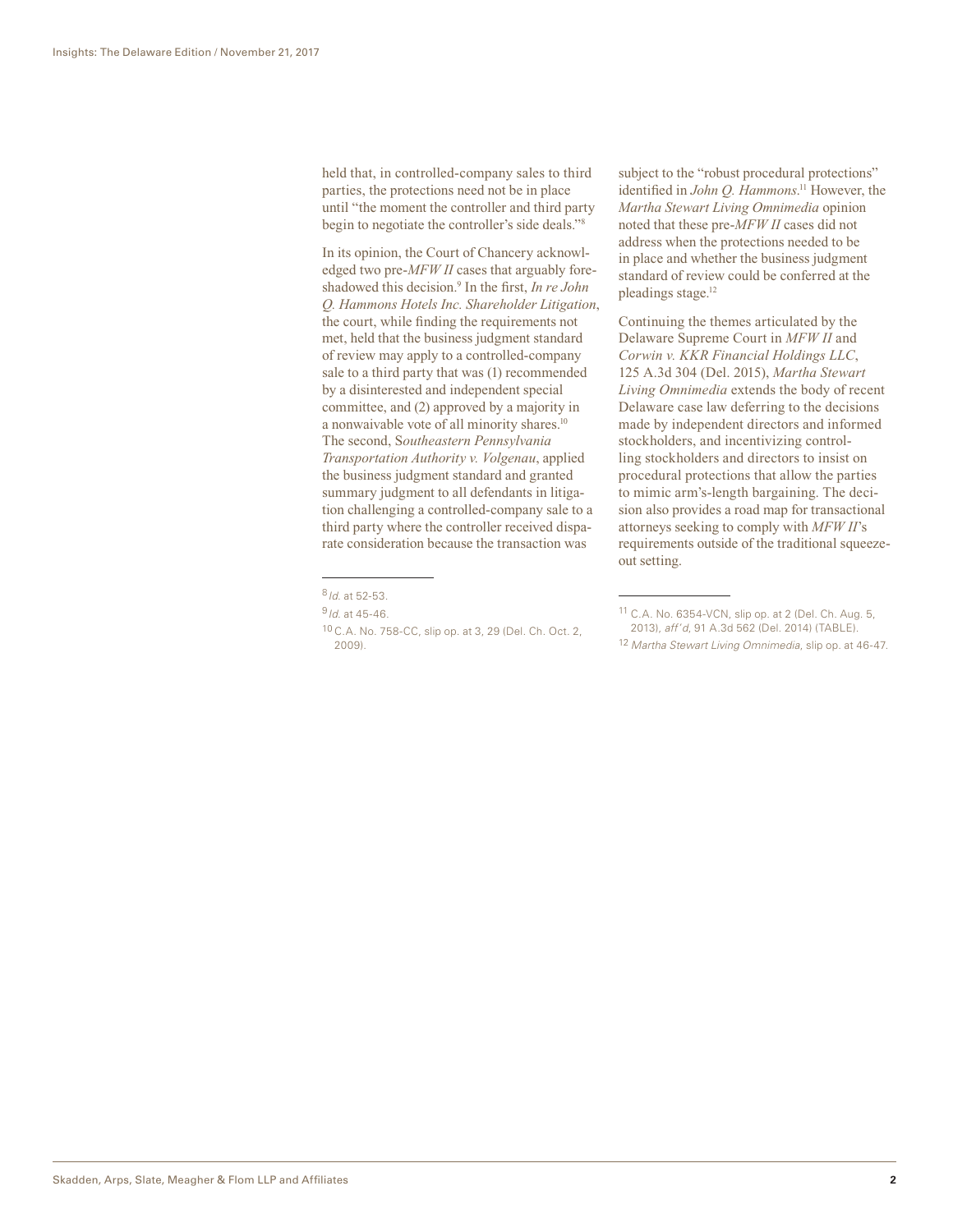held that, in controlled-company sales to third parties, the protections need not be in place until "the moment the controller and third party begin to negotiate the controller's side deals."[8]

In its opinion, the Court of Chancery acknowledged two pre-*MFW II* cases that arguably foreshadowed this decision.[9] In the first, *In re John Q. Hammons Hotels Inc. Shareholder Litigation*, the court, while finding the requirements not met, held that the business judgment standard of review may apply to a controlled-company sale to a third party that was (1) recommended by a disinterested and independent special committee, and (2) approved by a majority in a nonwaivable vote of all minority shares.[10] The second, S*outheastern Pennsylvania Transportation Authority v. Volgenau*, applied the business judgment standard and granted summary judgment to all defendants in litigation challenging a controlled-company sale to a third party where the controller received disparate consideration because the transaction was subject to the "robust procedural protections" identified in *John Q. Hammons*.[11] However, the *Martha Stewart Living Omnimedia* opinion noted that these pre-*MFW II* cases did not address when the protections needed to be in place and whether the business judgment standard of review could be conferred at the pleadings stage.[12]

Continuing the themes articulated by the Delaware Supreme Court in *MFW II* and *Corwin v. KKR Financial Holdings LLC*, 125 A.3d 304 (Del. 2015), *Martha Stewart Living Omnimedia* extends the body of recent Delaware case law deferring to the decisions made by independent directors and informed stockholders, and incentivizing controlling stockholders and directors to insist on procedural protections that allow the parties to mimic arm's-length bargaining. The decision also provides a road map for transactional attorneys seeking to comply with *MFW II*'s requirements outside of the traditional squeeze-out setting.

---

[8] *Id.* at 52-53.

[9] *Id.* at 45-46.

[10] C.A. No. 758-CC, slip op. at 3, 29 (Del. Ch. Oct. 2, 2009).

[11] C.A. No. 6354-VCN, slip op. at 2 (Del. Ch. Aug. 5, 2013), *aff'd*, 91 A.3d 562 (Del. 2014) (TABLE).

[12] *Martha Stewart Living Omnimedia*, slip op. at 46-47.